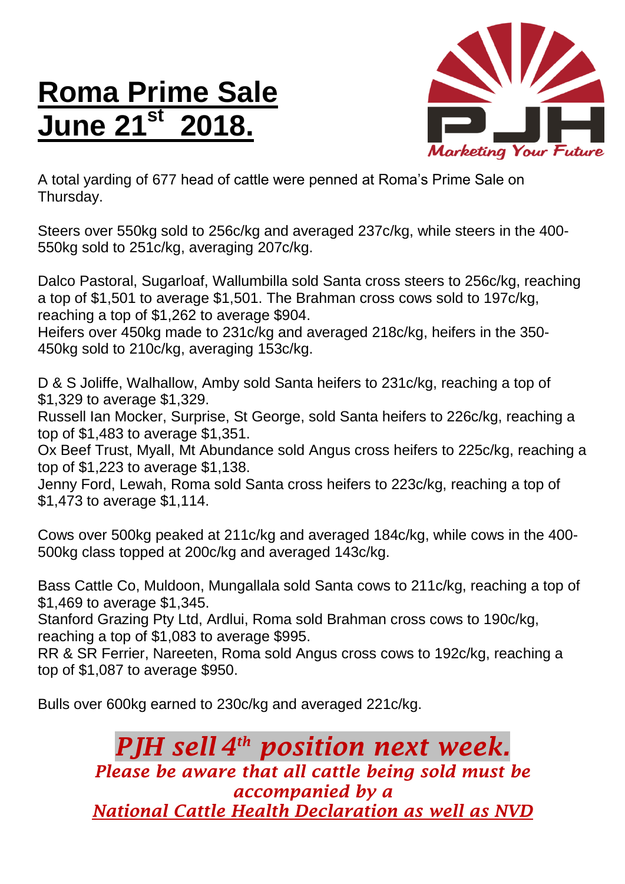# Roma Prime Sale June 21st 2018.

PJH
*Marketing Your Future*

A total yarding of 677 head of cattle were penned at Roma's Prime Sale on Thursday.

Steers over 550kg sold to 256c/kg and averaged 237c/kg, while steers in the 400-550kg sold to 251c/kg, averaging 207c/kg.

Dalco Pastoral, Sugarloaf, Wallumbilla sold Santa cross steers to 256c/kg, reaching a top of $1,501 to average $1,501. The Brahman cross cows sold to 197c/kg, reaching a top of $1,262 to average $904.
Heifers over 450kg made to 231c/kg and averaged 218c/kg, heifers in the 350-450kg sold to 210c/kg, averaging 153c/kg.

D & S Joliffe, Walhallow, Amby sold Santa heifers to 231c/kg, reaching a top of $1,329 to average $1,329.
Russell Ian Mocker, Surprise, St George, sold Santa heifers to 226c/kg, reaching a top of $1,483 to average $1,351.
Ox Beef Trust, Myall, Mt Abundance sold Angus cross heifers to 225c/kg, reaching a top of $1,223 to average $1,138.
Jenny Ford, Lewah, Roma sold Santa cross heifers to 223c/kg, reaching a top of $1,473 to average $1,114.

Cows over 500kg peaked at 211c/kg and averaged 184c/kg, while cows in the 400-500kg class topped at 200c/kg and averaged 143c/kg.

Bass Cattle Co, Muldoon, Mungallala sold Santa cows to 211c/kg, reaching a top of $1,469 to average $1,345.
Stanford Grazing Pty Ltd, Ardlui, Roma sold Brahman cross cows to 190c/kg, reaching a top of $1,083 to average $995.
RR & SR Ferrier, Nareeten, Roma sold Angus cross cows to 192c/kg, reaching a top of $1,087 to average $950.

Bulls over 600kg earned to 230c/kg and averaged 221c/kg.

***PJH sell 4th position next week.***

***Please be aware that all cattle being sold must be accompanied by a***
***National Cattle Health Declaration as well as NVD***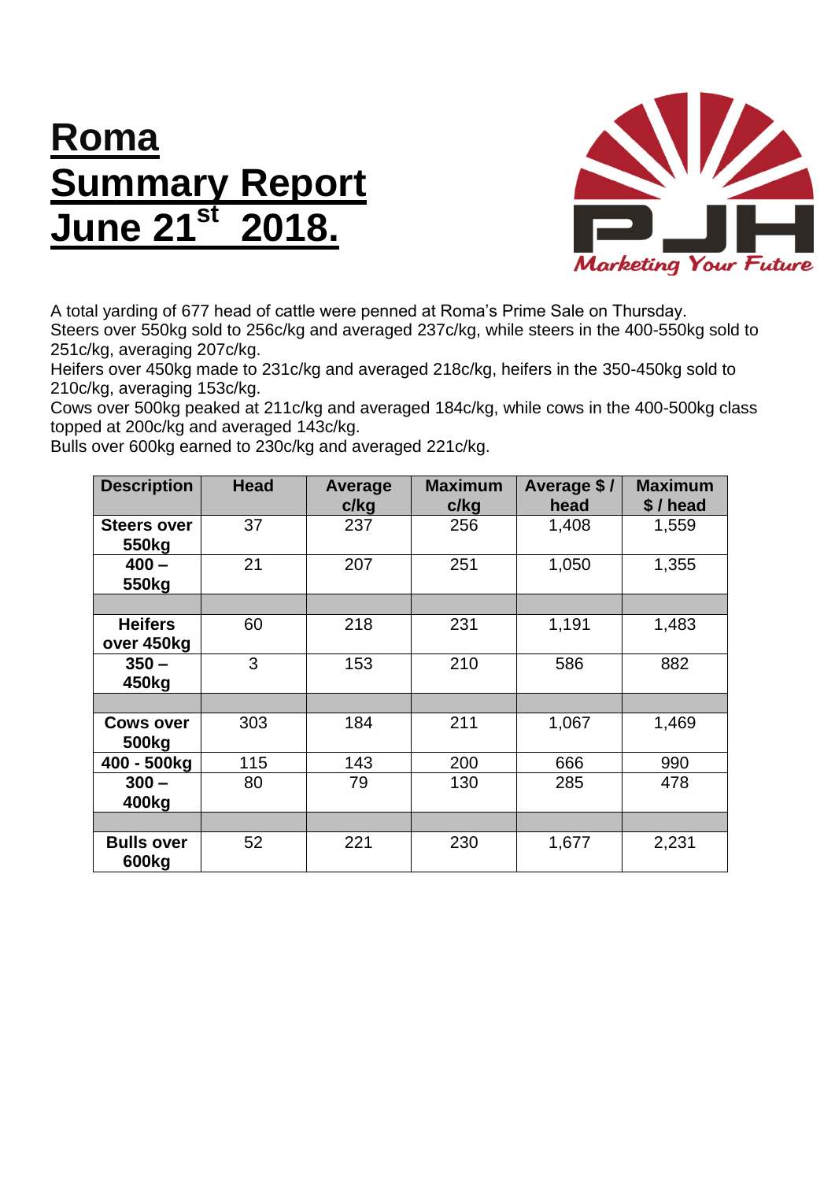# Roma Summary Report June 21st 2018.

Marketing Your Future

A total yarding of 677 head of cattle were penned at Roma's Prime Sale on Thursday.
Steers over 550kg sold to 256c/kg and averaged 237c/kg, while steers in the 400-550kg sold to 251c/kg, averaging 207c/kg.
Heifers over 450kg made to 231c/kg and averaged 218c/kg, heifers in the 350-450kg sold to 210c/kg, averaging 153c/kg.
Cows over 500kg peaked at 211c/kg and averaged 184c/kg, while cows in the 400-500kg class topped at 200c/kg and averaged 143c/kg.
Bulls over 600kg earned to 230c/kg and averaged 221c/kg.

| Description | Head | Average c/kg | Maximum c/kg | Average $ / head | Maximum $ / head |
|---|---|---|---|---|---|
| **Steers over 550kg** | 37 | 237 | 256 | 1,408 | 1,559 |
| **400 – 550kg** | 21 | 207 | 251 | 1,050 | 1,355 |
| | | | | | |
| **Heifers over 450kg** | 60 | 218 | 231 | 1,191 | 1,483 |
| **350 – 450kg** | 3 | 153 | 210 | 586 | 882 |
| | | | | | |
| **Cows over 500kg** | 303 | 184 | 211 | 1,067 | 1,469 |
| **400 - 500kg** | 115 | 143 | 200 | 666 | 990 |
| **300 – 400kg** | 80 | 79 | 130 | 285 | 478 |
| | | | | | |
| **Bulls over 600kg** | 52 | 221 | 230 | 1,677 | 2,231 |